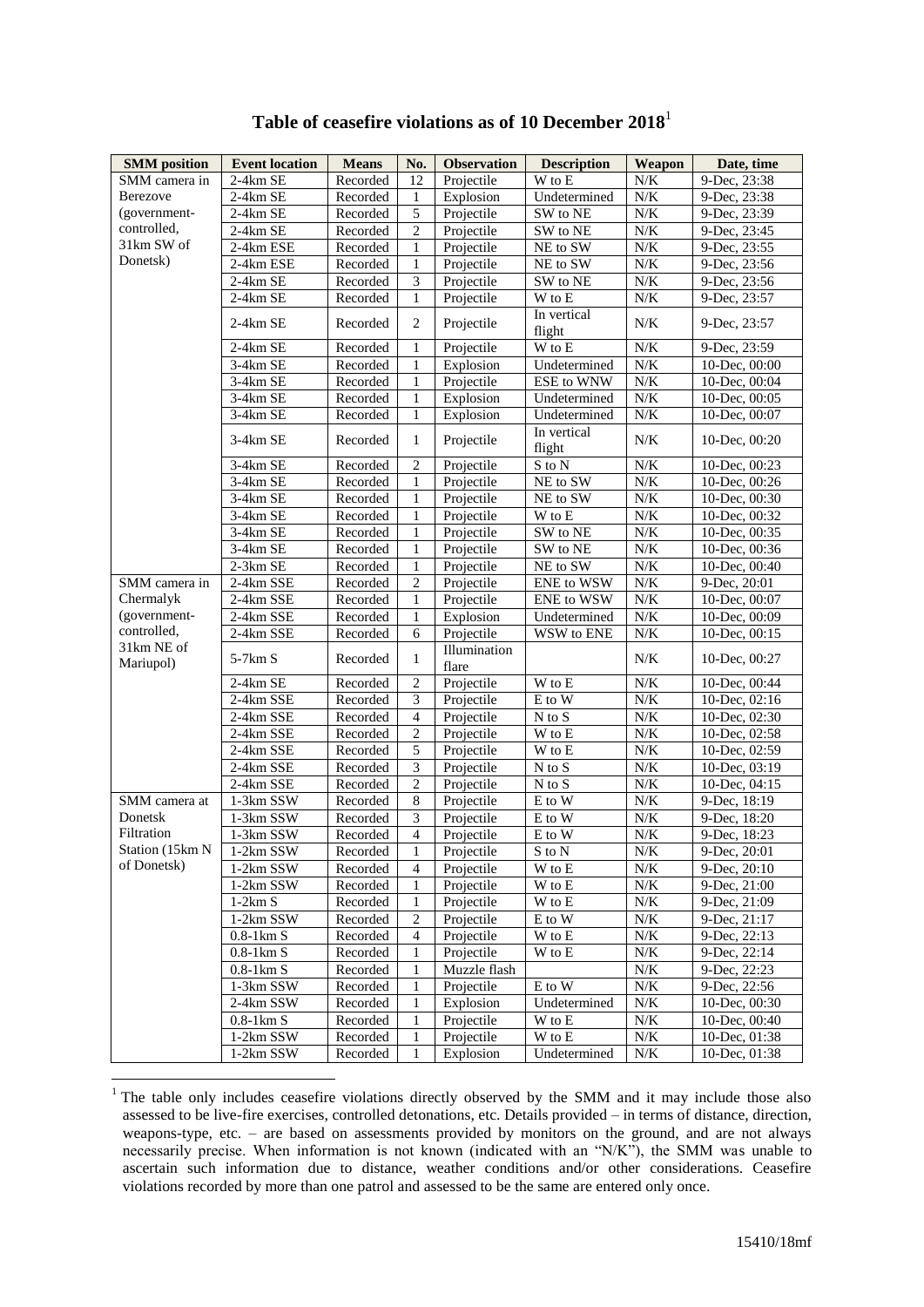# Table of ceasefire violations as of 10 December 2018[1]

| SMM position | Event location | Means | No. | Observation | Description | Weapon | Date, time |
|---|---|---|---|---|---|---|---|
| SMM camera in Berezove (government-controlled, 31km SW of Donetsk) | 2-4km SE | Recorded | 12 | Projectile | W to E | N/K | 9-Dec, 23:38 |
| | 2-4km SE | Recorded | 1 | Explosion | Undetermined | N/K | 9-Dec, 23:38 |
| | 2-4km SE | Recorded | 5 | Projectile | SW to NE | N/K | 9-Dec, 23:39 |
| | 2-4km SE | Recorded | 2 | Projectile | SW to NE | N/K | 9-Dec, 23:45 |
| | 2-4km ESE | Recorded | 1 | Projectile | NE to SW | N/K | 9-Dec, 23:55 |
| | 2-4km ESE | Recorded | 1 | Projectile | NE to SW | N/K | 9-Dec, 23:56 |
| | 2-4km SE | Recorded | 3 | Projectile | SW to NE | N/K | 9-Dec, 23:56 |
| | 2-4km SE | Recorded | 1 | Projectile | W to E | N/K | 9-Dec, 23:57 |
| | 2-4km SE | Recorded | 2 | Projectile | In vertical flight | N/K | 9-Dec, 23:57 |
| | 2-4km SE | Recorded | 1 | Projectile | W to E | N/K | 9-Dec, 23:59 |
| | 3-4km SE | Recorded | 1 | Explosion | Undetermined | N/K | 10-Dec, 00:00 |
| | 3-4km SE | Recorded | 1 | Projectile | ESE to WNW | N/K | 10-Dec, 00:04 |
| | 3-4km SE | Recorded | 1 | Explosion | Undetermined | N/K | 10-Dec, 00:05 |
| | 3-4km SE | Recorded | 1 | Explosion | Undetermined | N/K | 10-Dec, 00:07 |
| | 3-4km SE | Recorded | 1 | Projectile | In vertical flight | N/K | 10-Dec, 00:20 |
| | 3-4km SE | Recorded | 2 | Projectile | S to N | N/K | 10-Dec, 00:23 |
| | 3-4km SE | Recorded | 1 | Projectile | NE to SW | N/K | 10-Dec, 00:26 |
| | 3-4km SE | Recorded | 1 | Projectile | NE to SW | N/K | 10-Dec, 00:30 |
| | 3-4km SE | Recorded | 1 | Projectile | W to E | N/K | 10-Dec, 00:32 |
| | 3-4km SE | Recorded | 1 | Projectile | SW to NE | N/K | 10-Dec, 00:35 |
| | 3-4km SE | Recorded | 1 | Projectile | SW to NE | N/K | 10-Dec, 00:36 |
| | 2-3km SE | Recorded | 1 | Projectile | NE to SW | N/K | 10-Dec, 00:40 |
| SMM camera in Chermalyk (government-controlled, 31km NE of Mariupol) | 2-4km SSE | Recorded | 2 | Projectile | ENE to WSW | N/K | 9-Dec, 20:01 |
| | 2-4km SSE | Recorded | 1 | Projectile | ENE to WSW | N/K | 10-Dec, 00:07 |
| | 2-4km SSE | Recorded | 1 | Explosion | Undetermined | N/K | 10-Dec, 00:09 |
| | 2-4km SSE | Recorded | 6 | Projectile | WSW to ENE | N/K | 10-Dec, 00:15 |
| | 5-7km S | Recorded | 1 | Illumination flare | | N/K | 10-Dec, 00:27 |
| | 2-4km SE | Recorded | 2 | Projectile | W to E | N/K | 10-Dec, 00:44 |
| | 2-4km SSE | Recorded | 3 | Projectile | E to W | N/K | 10-Dec, 02:16 |
| | 2-4km SSE | Recorded | 4 | Projectile | N to S | N/K | 10-Dec, 02:30 |
| | 2-4km SSE | Recorded | 2 | Projectile | W to E | N/K | 10-Dec, 02:58 |
| | 2-4km SSE | Recorded | 5 | Projectile | W to E | N/K | 10-Dec, 02:59 |
| | 2-4km SSE | Recorded | 3 | Projectile | N to S | N/K | 10-Dec, 03:19 |
| | 2-4km SSE | Recorded | 2 | Projectile | N to S | N/K | 10-Dec, 04:15 |
| SMM camera at Donetsk Filtration Station (15km N of Donetsk) | 1-3km SSW | Recorded | 8 | Projectile | E to W | N/K | 9-Dec, 18:19 |
| | 1-3km SSW | Recorded | 3 | Projectile | E to W | N/K | 9-Dec, 18:20 |
| | 1-3km SSW | Recorded | 4 | Projectile | E to W | N/K | 9-Dec, 18:23 |
| | 1-2km SSW | Recorded | 1 | Projectile | S to N | N/K | 9-Dec, 20:01 |
| | 1-2km SSW | Recorded | 4 | Projectile | W to E | N/K | 9-Dec, 20:10 |
| | 1-2km SSW | Recorded | 1 | Projectile | W to E | N/K | 9-Dec, 21:00 |
| | 1-2km S | Recorded | 1 | Projectile | W to E | N/K | 9-Dec, 21:09 |
| | 1-2km SSW | Recorded | 2 | Projectile | E to W | N/K | 9-Dec, 21:17 |
| | 0.8-1km S | Recorded | 4 | Projectile | W to E | N/K | 9-Dec, 22:13 |
| | 0.8-1km S | Recorded | 1 | Projectile | W to E | N/K | 9-Dec, 22:14 |
| | 0.8-1km S | Recorded | 1 | Muzzle flash | | N/K | 9-Dec, 22:23 |
| | 1-3km SSW | Recorded | 1 | Projectile | E to W | N/K | 9-Dec, 22:56 |
| | 2-4km SSW | Recorded | 1 | Explosion | Undetermined | N/K | 10-Dec, 00:30 |
| | 0.8-1km S | Recorded | 1 | Projectile | W to E | N/K | 10-Dec, 00:40 |
| | 1-2km SSW | Recorded | 1 | Projectile | W to E | N/K | 10-Dec, 01:38 |
| | 1-2km SSW | Recorded | 1 | Explosion | Undetermined | N/K | 10-Dec, 01:38 |

[1] The table only includes ceasefire violations directly observed by the SMM and it may include those also assessed to be live-fire exercises, controlled detonations, etc. Details provided – in terms of distance, direction, weapons-type, etc. – are based on assessments provided by monitors on the ground, and are not always necessarily precise. When information is not known (indicated with an "N/K"), the SMM was unable to ascertain such information due to distance, weather conditions and/or other considerations. Ceasefire violations recorded by more than one patrol and assessed to be the same are entered only once.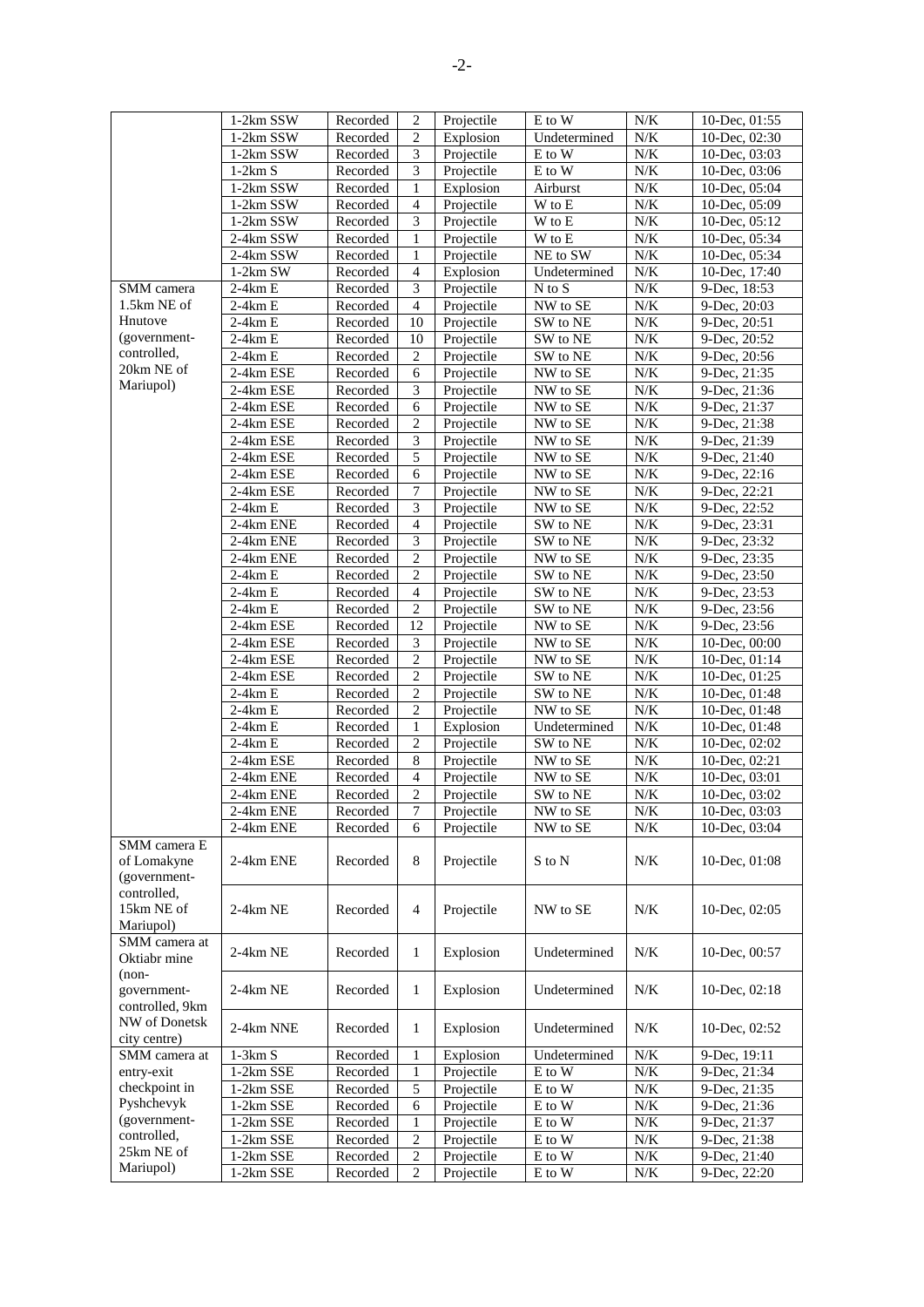| | | | | | | | |
|---|---|---|---|---|---|---|---|
| | 1-2km SSW | Recorded | 2 | Projectile | E to W | N/K | 10-Dec, 01:55 |
| | 1-2km SSW | Recorded | 2 | Explosion | Undetermined | N/K | 10-Dec, 02:30 |
| | 1-2km SSW | Recorded | 3 | Projectile | E to W | N/K | 10-Dec, 03:03 |
| | 1-2km S | Recorded | 3 | Projectile | E to W | N/K | 10-Dec, 03:06 |
| | 1-2km SSW | Recorded | 1 | Explosion | Airburst | N/K | 10-Dec, 05:04 |
| | 1-2km SSW | Recorded | 4 | Projectile | W to E | N/K | 10-Dec, 05:09 |
| | 1-2km SSW | Recorded | 3 | Projectile | W to E | N/K | 10-Dec, 05:12 |
| | 2-4km SSW | Recorded | 1 | Projectile | W to E | N/K | 10-Dec, 05:34 |
| | 2-4km SSW | Recorded | 1 | Projectile | NE to SW | N/K | 10-Dec, 05:34 |
| | 1-2km SW | Recorded | 4 | Explosion | Undetermined | N/K | 10-Dec, 17:40 |
| SMM camera 1.5km NE of Hnutove (government-controlled, 20km NE of Mariupol) | 2-4km E | Recorded | 3 | Projectile | N to S | N/K | 9-Dec, 18:53 |
| | 2-4km E | Recorded | 4 | Projectile | NW to SE | N/K | 9-Dec, 20:03 |
| | 2-4km E | Recorded | 10 | Projectile | SW to NE | N/K | 9-Dec, 20:51 |
| | 2-4km E | Recorded | 10 | Projectile | SW to NE | N/K | 9-Dec, 20:52 |
| | 2-4km E | Recorded | 2 | Projectile | SW to NE | N/K | 9-Dec, 20:56 |
| | 2-4km ESE | Recorded | 6 | Projectile | NW to SE | N/K | 9-Dec, 21:35 |
| | 2-4km ESE | Recorded | 3 | Projectile | NW to SE | N/K | 9-Dec, 21:36 |
| | 2-4km ESE | Recorded | 6 | Projectile | NW to SE | N/K | 9-Dec, 21:37 |
| | 2-4km ESE | Recorded | 2 | Projectile | NW to SE | N/K | 9-Dec, 21:38 |
| | 2-4km ESE | Recorded | 3 | Projectile | NW to SE | N/K | 9-Dec, 21:39 |
| | 2-4km ESE | Recorded | 5 | Projectile | NW to SE | N/K | 9-Dec, 21:40 |
| | 2-4km ESE | Recorded | 6 | Projectile | NW to SE | N/K | 9-Dec, 22:16 |
| | 2-4km ESE | Recorded | 7 | Projectile | NW to SE | N/K | 9-Dec, 22:21 |
| | 2-4km E | Recorded | 3 | Projectile | NW to SE | N/K | 9-Dec, 22:52 |
| | 2-4km ENE | Recorded | 4 | Projectile | SW to NE | N/K | 9-Dec, 23:31 |
| | 2-4km ENE | Recorded | 3 | Projectile | SW to NE | N/K | 9-Dec, 23:32 |
| | 2-4km ENE | Recorded | 2 | Projectile | NW to SE | N/K | 9-Dec, 23:35 |
| | 2-4km E | Recorded | 2 | Projectile | SW to NE | N/K | 9-Dec, 23:50 |
| | 2-4km E | Recorded | 4 | Projectile | SW to NE | N/K | 9-Dec, 23:53 |
| | 2-4km E | Recorded | 2 | Projectile | SW to NE | N/K | 9-Dec, 23:56 |
| | 2-4km ESE | Recorded | 12 | Projectile | NW to SE | N/K | 9-Dec, 23:56 |
| | 2-4km ESE | Recorded | 3 | Projectile | NW to SE | N/K | 10-Dec, 00:00 |
| | 2-4km ESE | Recorded | 2 | Projectile | NW to SE | N/K | 10-Dec, 01:14 |
| | 2-4km ESE | Recorded | 2 | Projectile | SW to NE | N/K | 10-Dec, 01:25 |
| | 2-4km E | Recorded | 2 | Projectile | SW to NE | N/K | 10-Dec, 01:48 |
| | 2-4km E | Recorded | 2 | Projectile | NW to SE | N/K | 10-Dec, 01:48 |
| | 2-4km E | Recorded | 1 | Explosion | Undetermined | N/K | 10-Dec, 01:48 |
| | 2-4km E | Recorded | 2 | Projectile | SW to NE | N/K | 10-Dec, 02:02 |
| | 2-4km ESE | Recorded | 8 | Projectile | NW to SE | N/K | 10-Dec, 02:21 |
| | 2-4km ENE | Recorded | 4 | Projectile | NW to SE | N/K | 10-Dec, 03:01 |
| | 2-4km ENE | Recorded | 2 | Projectile | SW to NE | N/K | 10-Dec, 03:02 |
| | 2-4km ENE | Recorded | 7 | Projectile | NW to SE | N/K | 10-Dec, 03:03 |
| | 2-4km ENE | Recorded | 6 | Projectile | NW to SE | N/K | 10-Dec, 03:04 |
| SMM camera E of Lomakyne (government-controlled, 15km NE of Mariupol) | 2-4km ENE | Recorded | 8 | Projectile | S to N | N/K | 10-Dec, 01:08 |
| | 2-4km NE | Recorded | 4 | Projectile | NW to SE | N/K | 10-Dec, 02:05 |
| SMM camera at Oktiabr mine (non-government-controlled, 9km NW of Donetsk city centre) | 2-4km NE | Recorded | 1 | Explosion | Undetermined | N/K | 10-Dec, 00:57 |
| | 2-4km NE | Recorded | 1 | Explosion | Undetermined | N/K | 10-Dec, 02:18 |
| | 2-4km NNE | Recorded | 1 | Explosion | Undetermined | N/K | 10-Dec, 02:52 |
| SMM camera at entry-exit checkpoint in Pyshchevyk (government-controlled, 25km NE of Mariupol) | 1-3km S | Recorded | 1 | Explosion | Undetermined | N/K | 9-Dec, 19:11 |
| | 1-2km SSE | Recorded | 1 | Projectile | E to W | N/K | 9-Dec, 21:34 |
| | 1-2km SSE | Recorded | 5 | Projectile | E to W | N/K | 9-Dec, 21:35 |
| | 1-2km SSE | Recorded | 6 | Projectile | E to W | N/K | 9-Dec, 21:36 |
| | 1-2km SSE | Recorded | 1 | Projectile | E to W | N/K | 9-Dec, 21:37 |
| | 1-2km SSE | Recorded | 2 | Projectile | E to W | N/K | 9-Dec, 21:38 |
| | 1-2km SSE | Recorded | 2 | Projectile | E to W | N/K | 9-Dec, 21:40 |
| | 1-2km SSE | Recorded | 2 | Projectile | E to W | N/K | 9-Dec, 22:20 |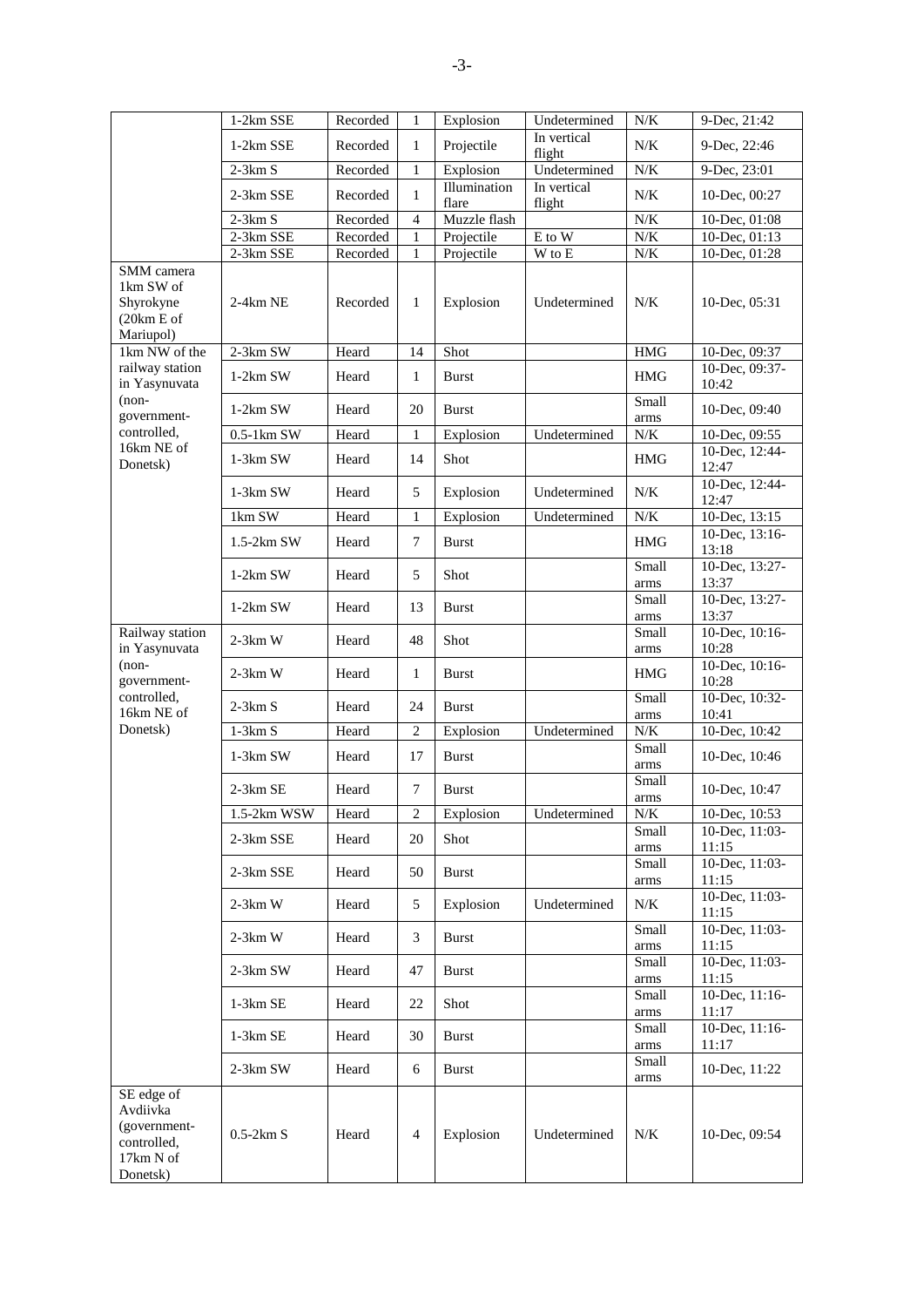| | | | | | | | |
|---|---|---|---|---|---|---|---|
| | 1-2km SSE | Recorded | 1 | Explosion | Undetermined | N/K | 9-Dec, 21:42 |
| | 1-2km SSE | Recorded | 1 | Projectile | In vertical flight | N/K | 9-Dec, 22:46 |
| | 2-3km S | Recorded | 1 | Explosion | Undetermined | N/K | 9-Dec, 23:01 |
| | 2-3km SSE | Recorded | 1 | Illumination flare | In vertical flight | N/K | 10-Dec, 00:27 |
| | 2-3km S | Recorded | 4 | Muzzle flash | | N/K | 10-Dec, 01:08 |
| | 2-3km SSE | Recorded | 1 | Projectile | E to W | N/K | 10-Dec, 01:13 |
| | 2-3km SSE | Recorded | 1 | Projectile | W to E | N/K | 10-Dec, 01:28 |
| SMM camera 1km SW of Shyrokyne (20km E of Mariupol) | 2-4km NE | Recorded | 1 | Explosion | Undetermined | N/K | 10-Dec, 05:31 |
| 1km NW of the railway station in Yasynuvata (non-government-controlled, 16km NE of Donetsk) | 2-3km SW | Heard | 14 | Shot | | HMG | 10-Dec, 09:37 |
| | 1-2km SW | Heard | 1 | Burst | | HMG | 10-Dec, 09:37-10:42 |
| | 1-2km SW | Heard | 20 | Burst | | Small arms | 10-Dec, 09:40 |
| | 0.5-1km SW | Heard | 1 | Explosion | Undetermined | N/K | 10-Dec, 09:55 |
| | 1-3km SW | Heard | 14 | Shot | | HMG | 10-Dec, 12:44-12:47 |
| | 1-3km SW | Heard | 5 | Explosion | Undetermined | N/K | 10-Dec, 12:44-12:47 |
| | 1km SW | Heard | 1 | Explosion | Undetermined | N/K | 10-Dec, 13:15 |
| | 1.5-2km SW | Heard | 7 | Burst | | HMG | 10-Dec, 13:16-13:18 |
| | 1-2km SW | Heard | 5 | Shot | | Small arms | 10-Dec, 13:27-13:37 |
| | 1-2km SW | Heard | 13 | Burst | | Small arms | 10-Dec, 13:27-13:37 |
| Railway station in Yasynuvata (non-government-controlled, 16km NE of Donetsk) | 2-3km W | Heard | 48 | Shot | | Small arms | 10-Dec, 10:16-10:28 |
| | 2-3km W | Heard | 1 | Burst | | HMG | 10-Dec, 10:16-10:28 |
| | 2-3km S | Heard | 24 | Burst | | Small arms | 10-Dec, 10:32-10:41 |
| | 1-3km S | Heard | 2 | Explosion | Undetermined | N/K | 10-Dec, 10:42 |
| | 1-3km SW | Heard | 17 | Burst | | Small arms | 10-Dec, 10:46 |
| | 2-3km SE | Heard | 7 | Burst | | Small arms | 10-Dec, 10:47 |
| | 1.5-2km WSW | Heard | 2 | Explosion | Undetermined | N/K | 10-Dec, 10:53 |
| | 2-3km SSE | Heard | 20 | Shot | | Small arms | 10-Dec, 11:03-11:15 |
| | 2-3km SSE | Heard | 50 | Burst | | Small arms | 10-Dec, 11:03-11:15 |
| | 2-3km W | Heard | 5 | Explosion | Undetermined | N/K | 10-Dec, 11:03-11:15 |
| | 2-3km W | Heard | 3 | Burst | | Small arms | 10-Dec, 11:03-11:15 |
| | 2-3km SW | Heard | 47 | Burst | | Small arms | 10-Dec, 11:03-11:15 |
| | 1-3km SE | Heard | 22 | Shot | | Small arms | 10-Dec, 11:16-11:17 |
| | 1-3km SE | Heard | 30 | Burst | | Small arms | 10-Dec, 11:16-11:17 |
| | 2-3km SW | Heard | 6 | Burst | | Small arms | 10-Dec, 11:22 |
| SE edge of Avdiivka (government-controlled, 17km N of Donetsk) | 0.5-2km S | Heard | 4 | Explosion | Undetermined | N/K | 10-Dec, 09:54 |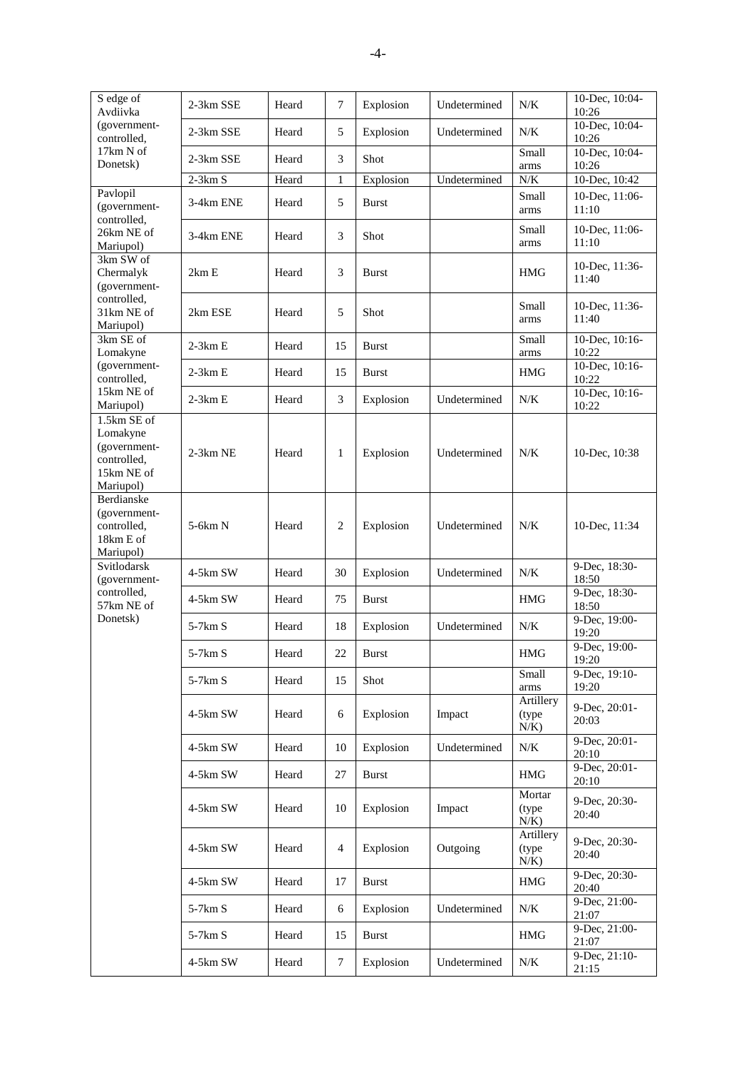| S edge of Avdiivka (government-controlled, 17km N of Donetsk) | 2-3km SSE | Heard | 7 | Explosion | Undetermined | N/K | 10-Dec, 10:04-10:26 |
|---|---|---|---|---|---|---|---|
| | 2-3km SSE | Heard | 5 | Explosion | Undetermined | N/K | 10-Dec, 10:04-10:26 |
| | 2-3km SSE | Heard | 3 | Shot | | Small arms | 10-Dec, 10:04-10:26 |
| | 2-3km S | Heard | 1 | Explosion | Undetermined | N/K | 10-Dec, 10:42 |
| Pavlopil (government-controlled, 26km NE of Mariupol) | 3-4km ENE | Heard | 5 | Burst | | Small arms | 10-Dec, 11:06-11:10 |
| | 3-4km ENE | Heard | 3 | Shot | | Small arms | 10-Dec, 11:06-11:10 |
| 3km SW of Chermalyk (government-controlled, 31km NE of Mariupol) | 2km E | Heard | 3 | Burst | | HMG | 10-Dec, 11:36-11:40 |
| | 2km ESE | Heard | 5 | Shot | | Small arms | 10-Dec, 11:36-11:40 |
| 3km SE of Lomakyne (government-controlled, 15km NE of Mariupol) | 2-3km E | Heard | 15 | Burst | | Small arms | 10-Dec, 10:16-10:22 |
| | 2-3km E | Heard | 15 | Burst | | HMG | 10-Dec, 10:16-10:22 |
| | 2-3km E | Heard | 3 | Explosion | Undetermined | N/K | 10-Dec, 10:16-10:22 |
| 1.5km SE of Lomakyne (government-controlled, 15km NE of Mariupol) | 2-3km NE | Heard | 1 | Explosion | Undetermined | N/K | 10-Dec, 10:38 |
| Berdianske (government-controlled, 18km E of Mariupol) | 5-6km N | Heard | 2 | Explosion | Undetermined | N/K | 10-Dec, 11:34 |
| Svitlodarsk (government-controlled, 57km NE of Donetsk) | 4-5km SW | Heard | 30 | Explosion | Undetermined | N/K | 9-Dec, 18:30-18:50 |
| | 4-5km SW | Heard | 75 | Burst | | HMG | 9-Dec, 18:30-18:50 |
| | 5-7km S | Heard | 18 | Explosion | Undetermined | N/K | 9-Dec, 19:00-19:20 |
| | 5-7km S | Heard | 22 | Burst | | HMG | 9-Dec, 19:00-19:20 |
| | 5-7km S | Heard | 15 | Shot | | Small arms | 9-Dec, 19:10-19:20 |
| | 4-5km SW | Heard | 6 | Explosion | Impact | Artillery (type N/K) | 9-Dec, 20:01-20:03 |
| | 4-5km SW | Heard | 10 | Explosion | Undetermined | N/K | 9-Dec, 20:01-20:10 |
| | 4-5km SW | Heard | 27 | Burst | | HMG | 9-Dec, 20:01-20:10 |
| | 4-5km SW | Heard | 10 | Explosion | Impact | Mortar (type N/K) | 9-Dec, 20:30-20:40 |
| | 4-5km SW | Heard | 4 | Explosion | Outgoing | Artillery (type N/K) | 9-Dec, 20:30-20:40 |
| | 4-5km SW | Heard | 17 | Burst | | HMG | 9-Dec, 20:30-20:40 |
| | 5-7km S | Heard | 6 | Explosion | Undetermined | N/K | 9-Dec, 21:00-21:07 |
| | 5-7km S | Heard | 15 | Burst | | HMG | 9-Dec, 21:00-21:07 |
| | 4-5km SW | Heard | 7 | Explosion | Undetermined | N/K | 9-Dec, 21:10-21:15 |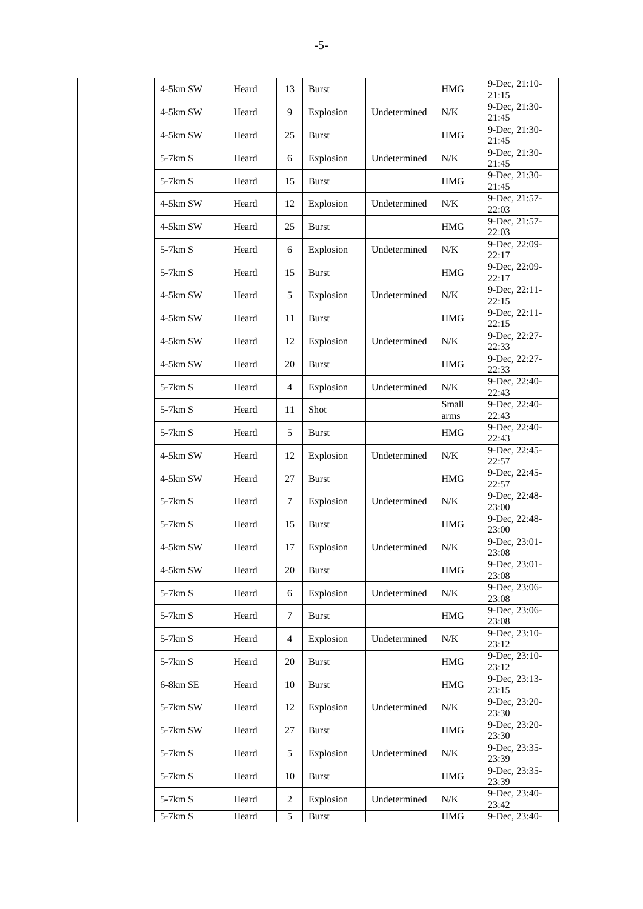| | | | | | | | |
|---|---|---|---|---|---|---|---|
| | 4-5km SW | Heard | 13 | Burst | | HMG | 9-Dec, 21:10-21:15 |
| | 4-5km SW | Heard | 9 | Explosion | Undetermined | N/K | 9-Dec, 21:30-21:45 |
| | 4-5km SW | Heard | 25 | Burst | | HMG | 9-Dec, 21:30-21:45 |
| | 5-7km S | Heard | 6 | Explosion | Undetermined | N/K | 9-Dec, 21:30-21:45 |
| | 5-7km S | Heard | 15 | Burst | | HMG | 9-Dec, 21:30-21:45 |
| | 4-5km SW | Heard | 12 | Explosion | Undetermined | N/K | 9-Dec, 21:57-22:03 |
| | 4-5km SW | Heard | 25 | Burst | | HMG | 9-Dec, 21:57-22:03 |
| | 5-7km S | Heard | 6 | Explosion | Undetermined | N/K | 9-Dec, 22:09-22:17 |
| | 5-7km S | Heard | 15 | Burst | | HMG | 9-Dec, 22:09-22:17 |
| | 4-5km SW | Heard | 5 | Explosion | Undetermined | N/K | 9-Dec, 22:11-22:15 |
| | 4-5km SW | Heard | 11 | Burst | | HMG | 9-Dec, 22:11-22:15 |
| | 4-5km SW | Heard | 12 | Explosion | Undetermined | N/K | 9-Dec, 22:27-22:33 |
| | 4-5km SW | Heard | 20 | Burst | | HMG | 9-Dec, 22:27-22:33 |
| | 5-7km S | Heard | 4 | Explosion | Undetermined | N/K | 9-Dec, 22:40-22:43 |
| | 5-7km S | Heard | 11 | Shot | | Small arms | 9-Dec, 22:40-22:43 |
| | 5-7km S | Heard | 5 | Burst | | HMG | 9-Dec, 22:40-22:43 |
| | 4-5km SW | Heard | 12 | Explosion | Undetermined | N/K | 9-Dec, 22:45-22:57 |
| | 4-5km SW | Heard | 27 | Burst | | HMG | 9-Dec, 22:45-22:57 |
| | 5-7km S | Heard | 7 | Explosion | Undetermined | N/K | 9-Dec, 22:48-23:00 |
| | 5-7km S | Heard | 15 | Burst | | HMG | 9-Dec, 22:48-23:00 |
| | 4-5km SW | Heard | 17 | Explosion | Undetermined | N/K | 9-Dec, 23:01-23:08 |
| | 4-5km SW | Heard | 20 | Burst | | HMG | 9-Dec, 23:01-23:08 |
| | 5-7km S | Heard | 6 | Explosion | Undetermined | N/K | 9-Dec, 23:06-23:08 |
| | 5-7km S | Heard | 7 | Burst | | HMG | 9-Dec, 23:06-23:08 |
| | 5-7km S | Heard | 4 | Explosion | Undetermined | N/K | 9-Dec, 23:10-23:12 |
| | 5-7km S | Heard | 20 | Burst | | HMG | 9-Dec, 23:10-23:12 |
| | 6-8km SE | Heard | 10 | Burst | | HMG | 9-Dec, 23:13-23:15 |
| | 5-7km SW | Heard | 12 | Explosion | Undetermined | N/K | 9-Dec, 23:20-23:30 |
| | 5-7km SW | Heard | 27 | Burst | | HMG | 9-Dec, 23:20-23:30 |
| | 5-7km S | Heard | 5 | Explosion | Undetermined | N/K | 9-Dec, 23:35-23:39 |
| | 5-7km S | Heard | 10 | Burst | | HMG | 9-Dec, 23:35-23:39 |
| | 5-7km S | Heard | 2 | Explosion | Undetermined | N/K | 9-Dec, 23:40-23:42 |
| | 5-7km S | Heard | 5 | Burst | | HMG | 9-Dec, 23:40- |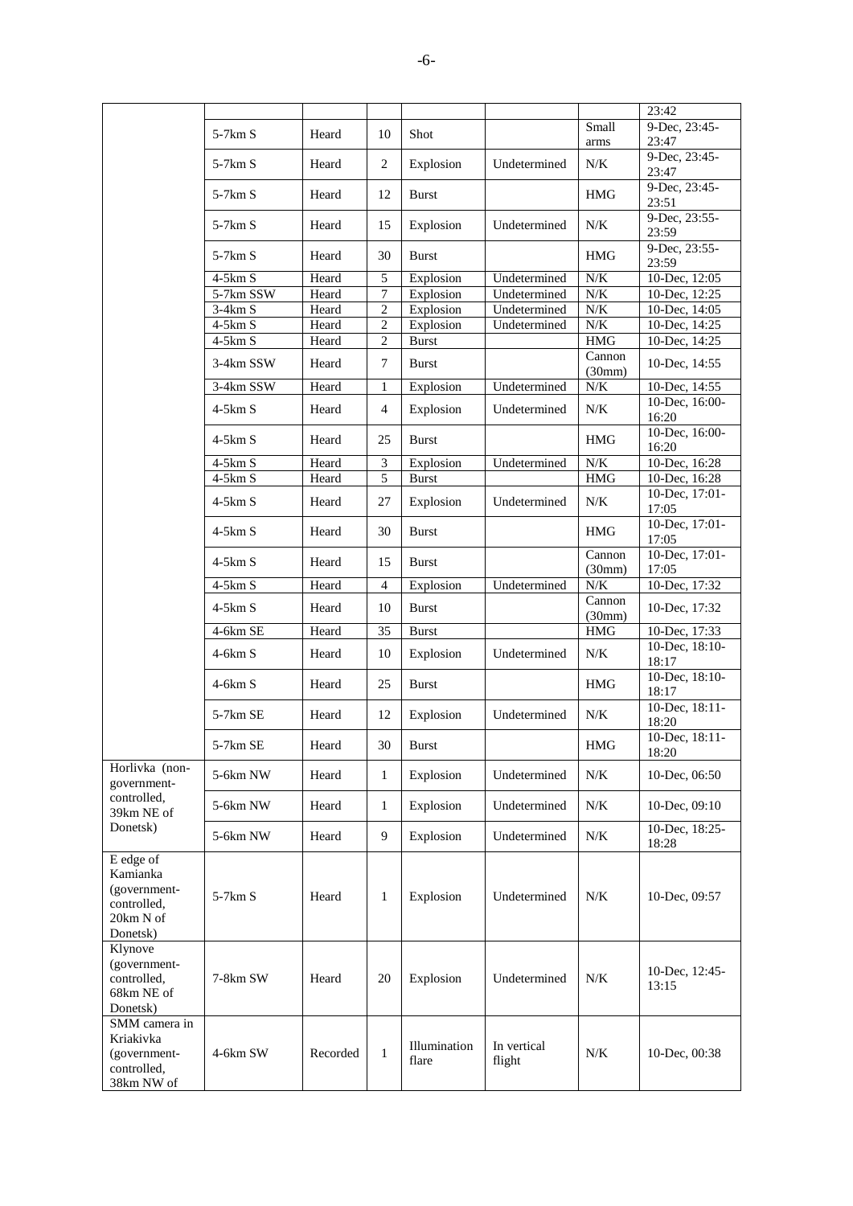| | | | | | | | |
|---|---|---|---|---|---|---|---|
| | | | | | | | 23:42 |
| | 5-7km S | Heard | 10 | Shot | | Small arms | 9-Dec, 23:45-23:47 |
| | 5-7km S | Heard | 2 | Explosion | Undetermined | N/K | 9-Dec, 23:45-23:47 |
| | 5-7km S | Heard | 12 | Burst | | HMG | 9-Dec, 23:45-23:51 |
| | 5-7km S | Heard | 15 | Explosion | Undetermined | N/K | 9-Dec, 23:55-23:59 |
| | 5-7km S | Heard | 30 | Burst | | HMG | 9-Dec, 23:55-23:59 |
| | 4-5km S | Heard | 5 | Explosion | Undetermined | N/K | 10-Dec, 12:05 |
| | 5-7km SSW | Heard | 7 | Explosion | Undetermined | N/K | 10-Dec, 12:25 |
| | 3-4km S | Heard | 2 | Explosion | Undetermined | N/K | 10-Dec, 14:05 |
| | 4-5km S | Heard | 2 | Explosion | Undetermined | N/K | 10-Dec, 14:25 |
| | 4-5km S | Heard | 2 | Burst | | HMG | 10-Dec, 14:25 |
| | 3-4km SSW | Heard | 7 | Burst | | Cannon (30mm) | 10-Dec, 14:55 |
| | 3-4km SSW | Heard | 1 | Explosion | Undetermined | N/K | 10-Dec, 14:55 |
| | 4-5km S | Heard | 4 | Explosion | Undetermined | N/K | 10-Dec, 16:00-16:20 |
| | 4-5km S | Heard | 25 | Burst | | HMG | 10-Dec, 16:00-16:20 |
| | 4-5km S | Heard | 3 | Explosion | Undetermined | N/K | 10-Dec, 16:28 |
| | 4-5km S | Heard | 5 | Burst | | HMG | 10-Dec, 16:28 |
| | 4-5km S | Heard | 27 | Explosion | Undetermined | N/K | 10-Dec, 17:01-17:05 |
| | 4-5km S | Heard | 30 | Burst | | HMG | 10-Dec, 17:01-17:05 |
| | 4-5km S | Heard | 15 | Burst | | Cannon (30mm) | 10-Dec, 17:01-17:05 |
| | 4-5km S | Heard | 4 | Explosion | Undetermined | N/K | 10-Dec, 17:32 |
| | 4-5km S | Heard | 10 | Burst | | Cannon (30mm) | 10-Dec, 17:32 |
| | 4-6km SE | Heard | 35 | Burst | | HMG | 10-Dec, 17:33 |
| | 4-6km S | Heard | 10 | Explosion | Undetermined | N/K | 10-Dec, 18:10-18:17 |
| | 4-6km S | Heard | 25 | Burst | | HMG | 10-Dec, 18:10-18:17 |
| | 5-7km SE | Heard | 12 | Explosion | Undetermined | N/K | 10-Dec, 18:11-18:20 |
| | 5-7km SE | Heard | 30 | Burst | | HMG | 10-Dec, 18:11-18:20 |
| Horlivka (non-government-controlled, 39km NE of Donetsk) | 5-6km NW | Heard | 1 | Explosion | Undetermined | N/K | 10-Dec, 06:50 |
| | 5-6km NW | Heard | 1 | Explosion | Undetermined | N/K | 10-Dec, 09:10 |
| | 5-6km NW | Heard | 9 | Explosion | Undetermined | N/K | 10-Dec, 18:25-18:28 |
| E edge of Kamianka (government-controlled, 20km N of Donetsk) | 5-7km S | Heard | 1 | Explosion | Undetermined | N/K | 10-Dec, 09:57 |
| Klynove (government-controlled, 68km NE of Donetsk) | 7-8km SW | Heard | 20 | Explosion | Undetermined | N/K | 10-Dec, 12:45-13:15 |
| SMM camera in Kriakivka (government-controlled, 38km NW of | 4-6km SW | Recorded | 1 | Illumination flare | In vertical flight | N/K | 10-Dec, 00:38 |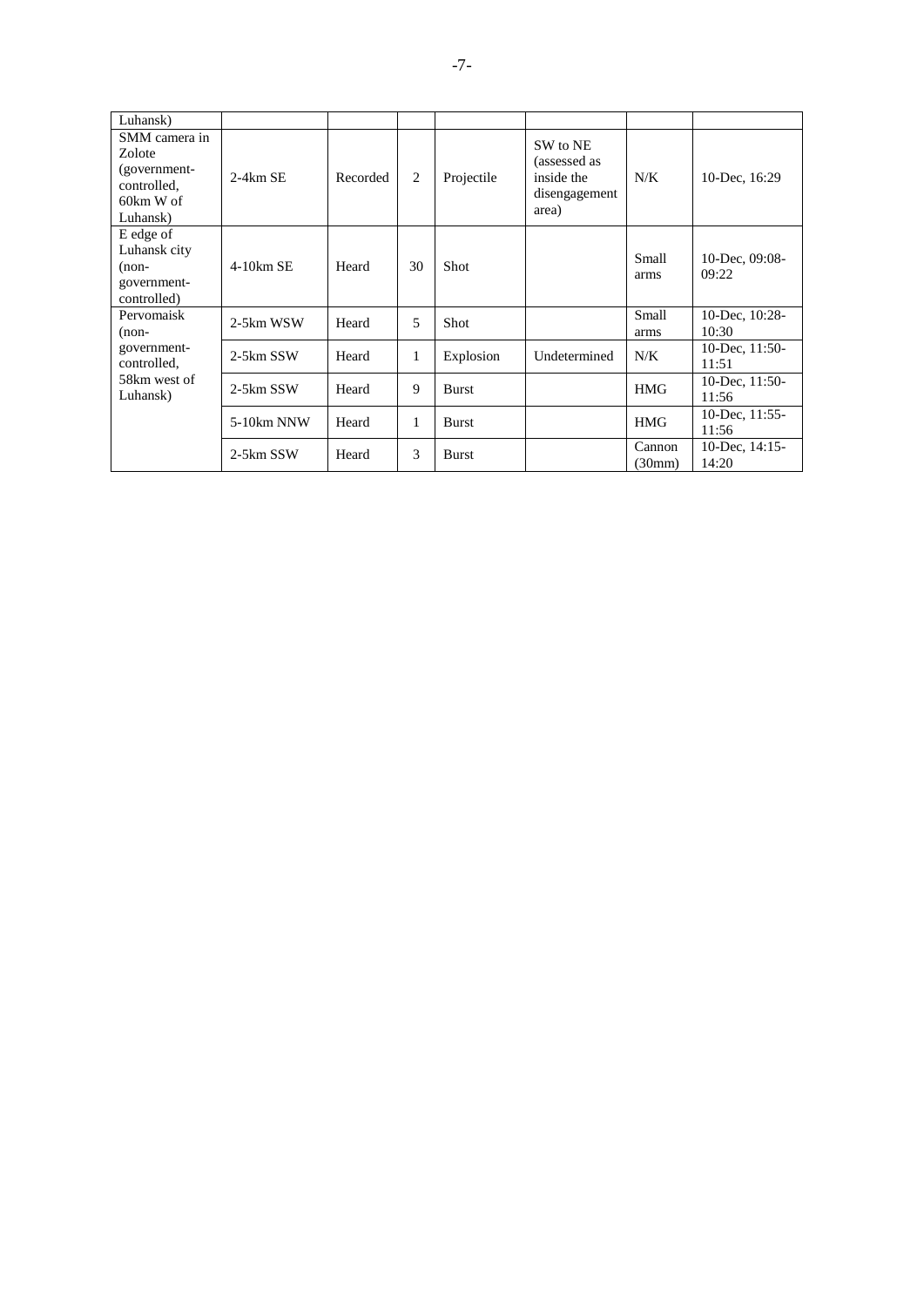| Luhansk) | | | | | | | |
|---|---|---|---|---|---|---|---|
| SMM camera in Zolote (government-controlled, 60km W of Luhansk) | 2-4km SE | Recorded | 2 | Projectile | SW to NE (assessed as inside the disengagement area) | N/K | 10-Dec, 16:29 |
| E edge of Luhansk city (non-government-controlled) | 4-10km SE | Heard | 30 | Shot | | Small arms | 10-Dec, 09:08-09:22 |
| Pervomaisk (non-government-controlled, 58km west of Luhansk) | 2-5km WSW | Heard | 5 | Shot | | Small arms | 10-Dec, 10:28-10:30 |
| | 2-5km SSW | Heard | 1 | Explosion | Undetermined | N/K | 10-Dec, 11:50-11:51 |
| | 2-5km SSW | Heard | 9 | Burst | | HMG | 10-Dec, 11:50-11:56 |
| | 5-10km NNW | Heard | 1 | Burst | | HMG | 10-Dec, 11:55-11:56 |
| | 2-5km SSW | Heard | 3 | Burst | | Cannon (30mm) | 10-Dec, 14:15-14:20 |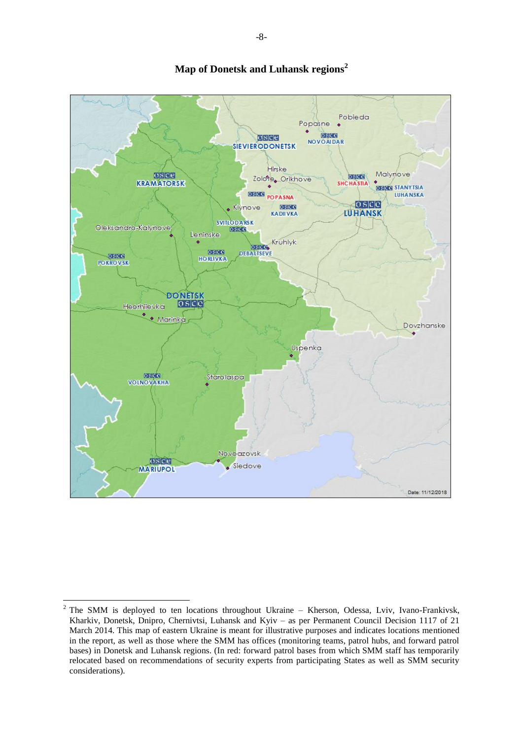## Map of Donetsk and Luhansk regions[2]

Pobieda
Popasne
OSCE NOVOAIDAR
OSCE SIEVIERODONETSK
Hirske
Zolote
Orikhove
OSCE SHCHASTIA
Malynove
OSCE STANYTSIA LUHANSKA
OSCE KRAMATORSK
OSCE POPASNA
Klynove
OSCE KADIIVKA
OSCE LUHANSK
SVITLODARSK OSCE
Oleksandro-Kalynove
Leninske
Kruhlyk
OSCE POKROVSK
OSCE HORLIVKA
OSCE DEBALTSEVE
DONETSK OSCE
Heorhiievka
Marinka
Dovzhanske
Uspenka
OSCE VOLNOVAKHA
Starolaspa
Novoazovsk
Siedove
OSCE MARIUPOL
Date: 11/12/2018

[2] The SMM is deployed to ten locations throughout Ukraine – Kherson, Odessa, Lviv, Ivano-Frankivsk, Kharkiv, Donetsk, Dnipro, Chernivtsi, Luhansk and Kyiv – as per Permanent Council Decision 1117 of 21 March 2014. This map of eastern Ukraine is meant for illustrative purposes and indicates locations mentioned in the report, as well as those where the SMM has offices (monitoring teams, patrol hubs, and forward patrol bases) in Donetsk and Luhansk regions. (In red: forward patrol bases from which SMM staff has temporarily relocated based on recommendations of security experts from participating States as well as SMM security considerations).